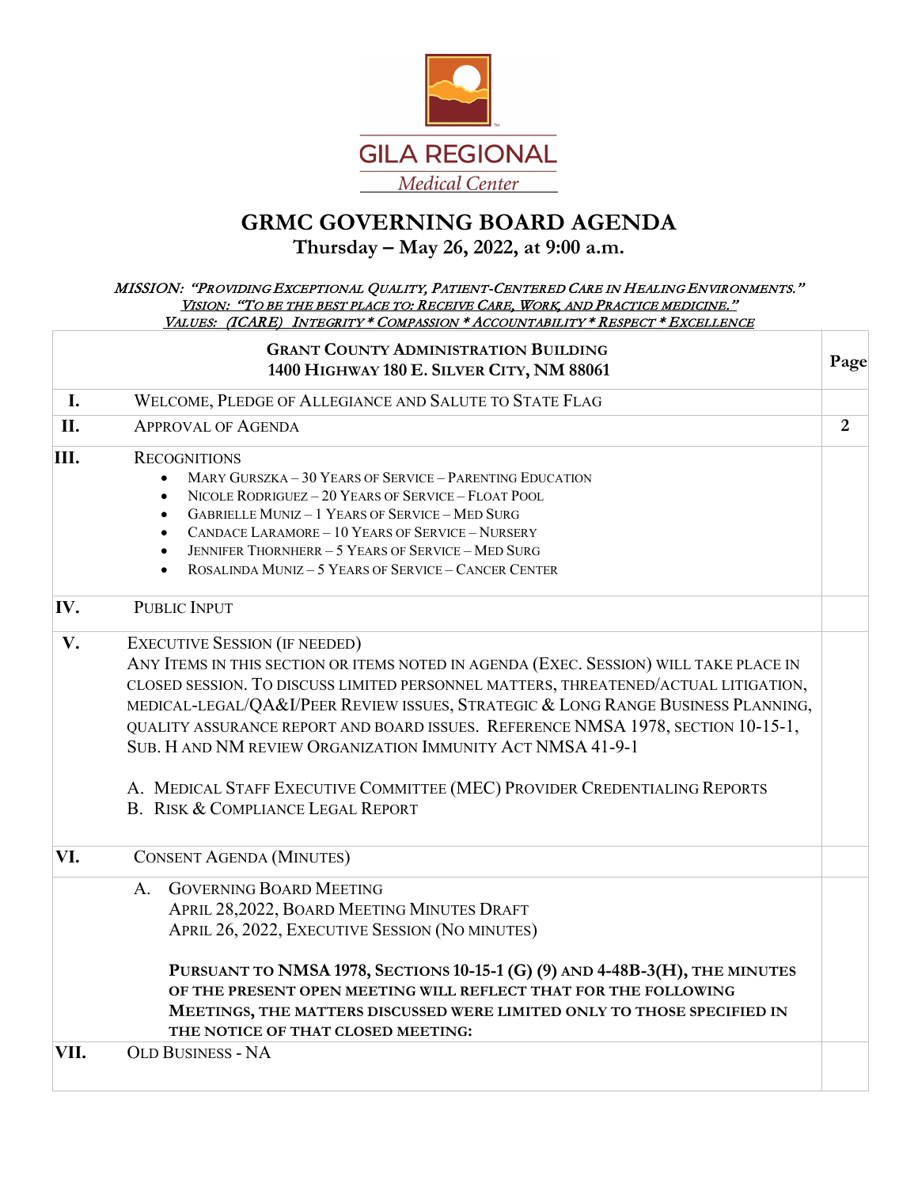GILA REGIONAL

*Medical Center*

# GRMC GOVERNING BOARD AGENDA

**Thursday – May 26, 2022, at 9:00 a.m.**

*MISSION: "PROVIDING EXCEPTIONAL QUALITY, PATIENT-CENTERED CARE IN HEALING ENVIRONMENTS."*

*VISION: "TO BE THE BEST PLACE TO: RECEIVE CARE, WORK, AND PRACTICE MEDICINE."*

*VALUES: (ICARE) INTEGRITY * COMPASSION * ACCOUNTABILITY * RESPECT * EXCELLENCE*

| | **GRANT COUNTY ADMINISTRATION BUILDING**<br>**1400 HIGHWAY 180 E. SILVER CITY, NM 88061** | **Page** |
|---|---|---|
| **I.** | WELCOME, PLEDGE OF ALLEGIANCE AND SALUTE TO STATE FLAG | |
| **II.** | APPROVAL OF AGENDA | **2** |
| **III.** | RECOGNITIONS<br>• MARY GURSZKA – 30 YEARS OF SERVICE – PARENTING EDUCATION<br>• NICOLE RODRIGUEZ – 20 YEARS OF SERVICE – FLOAT POOL<br>• GABRIELLE MUNIZ – 1 YEARS OF SERVICE – MED SURG<br>• CANDACE LARAMORE – 10 YEARS OF SERVICE – NURSERY<br>• JENNIFER THORNHERR – 5 YEARS OF SERVICE – MED SURG<br>• ROSALINDA MUNIZ – 5 YEARS OF SERVICE – CANCER CENTER | |
| **IV.** | PUBLIC INPUT | |
| **V.** | EXECUTIVE SESSION (IF NEEDED)<br>ANY ITEMS IN THIS SECTION OR ITEMS NOTED IN AGENDA (EXEC. SESSION) WILL TAKE PLACE IN CLOSED SESSION. TO DISCUSS LIMITED PERSONNEL MATTERS, THREATENED/ACTUAL LITIGATION, MEDICAL-LEGAL/QA&I/PEER REVIEW ISSUES, STRATEGIC & LONG RANGE BUSINESS PLANNING, QUALITY ASSURANCE REPORT AND BOARD ISSUES. REFERENCE NMSA 1978, SECTION 10-15-1, SUB. H AND NM REVIEW ORGANIZATION IMMUNITY ACT NMSA 41-9-1<br><br>A. MEDICAL STAFF EXECUTIVE COMMITTEE (MEC) PROVIDER CREDENTIALING REPORTS<br>B. RISK & COMPLIANCE LEGAL REPORT | |
| **VI.** | CONSENT AGENDA (MINUTES) | |
| | A. GOVERNING BOARD MEETING<br>APRIL 28,2022, BOARD MEETING MINUTES DRAFT<br>APRIL 26, 2022, EXECUTIVE SESSION (NO MINUTES)<br><br>**PURSUANT TO NMSA 1978, SECTIONS 10-15-1 (G) (9) AND 4-48B-3(H), THE MINUTES OF THE PRESENT OPEN MEETING WILL REFLECT THAT FOR THE FOLLOWING MEETINGS, THE MATTERS DISCUSSED WERE LIMITED ONLY TO THOSE SPECIFIED IN THE NOTICE OF THAT CLOSED MEETING:** | |
| **VII.** | OLD BUSINESS - NA | |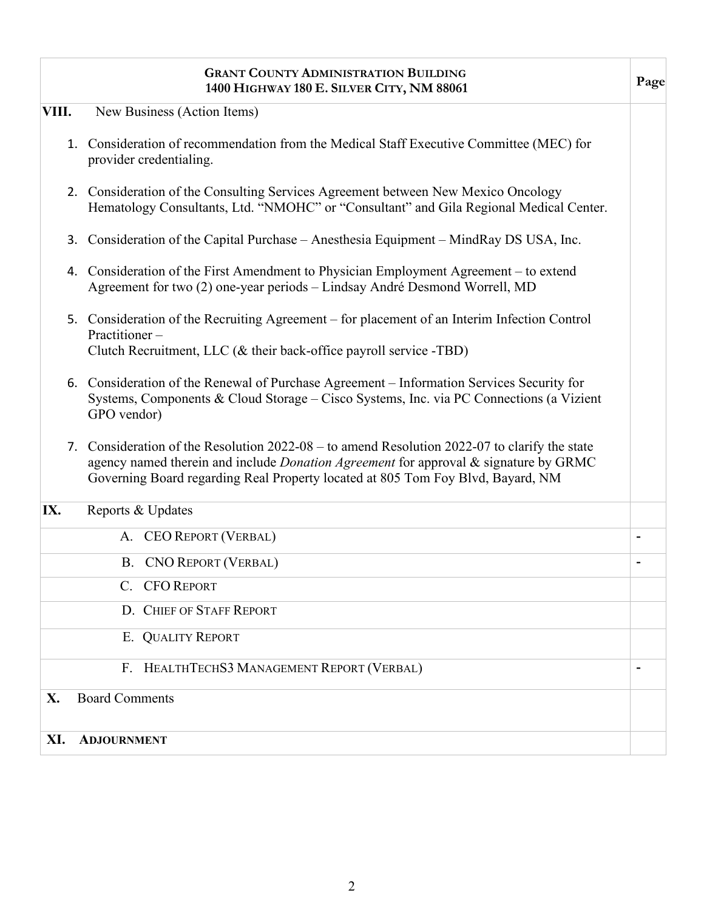| **Grant County Administration Building**<br>**1400 Highway 180 E. Silver City, NM 88061** | **Page** |
|---|---|
| **VIII.** New Business (Action Items)<br><br>1. Consideration of recommendation from the Medical Staff Executive Committee (MEC) for provider credentialing.<br><br>2. Consideration of the Consulting Services Agreement between New Mexico Oncology Hematology Consultants, Ltd. "NMOHC" or "Consultant" and Gila Regional Medical Center.<br><br>3. Consideration of the Capital Purchase – Anesthesia Equipment – MindRay DS USA, Inc.<br><br>4. Consideration of the First Amendment to Physician Employment Agreement – to extend Agreement for two (2) one-year periods – Lindsay André Desmond Worrell, MD<br><br>5. Consideration of the Recruiting Agreement – for placement of an Interim Infection Control Practitioner –<br>Clutch Recruitment, LLC (& their back-office payroll service -TBD)<br><br>6. Consideration of the Renewal of Purchase Agreement – Information Services Security for Systems, Components & Cloud Storage – Cisco Systems, Inc. via PC Connections (a Vizient GPO vendor)<br><br>7. Consideration of the Resolution 2022-08 – to amend Resolution 2022-07 to clarify the state agency named therein and include *Donation Agreement* for approval & signature by GRMC Governing Board regarding Real Property located at 805 Tom Foy Blvd, Bayard, NM | |
| **IX.** Reports & Updates | |
| A. CEO Report (Verbal) | - |
| B. CNO Report (Verbal) | - |
| C. CFO Report | |
| D. Chief of Staff Report | |
| E. Quality Report | |
| F. HealthTechS3 Management Report (Verbal) | - |
| **X.** Board Comments | |
| **XI. Adjournment** | |